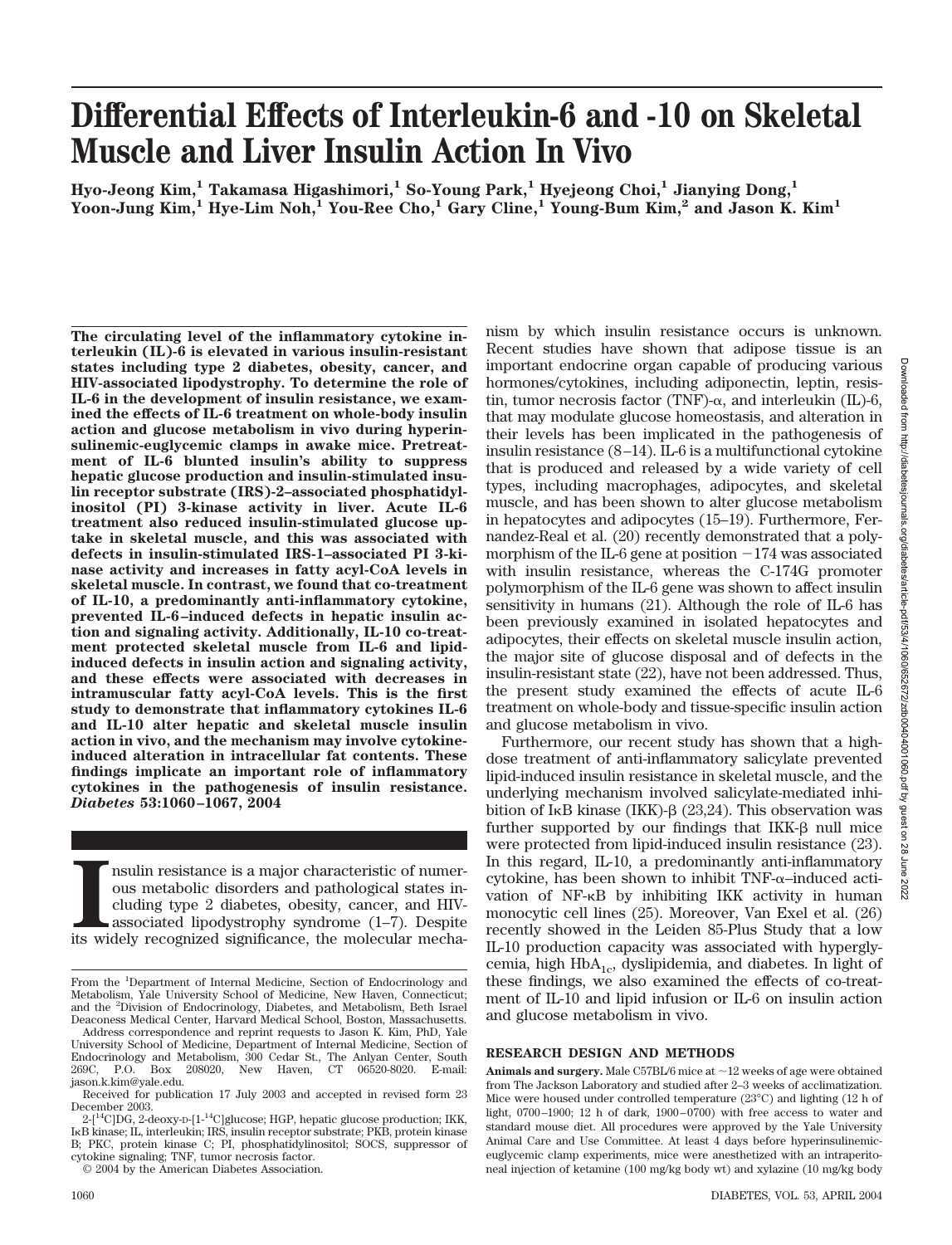# Differential Effects of Interleukin-6 and -10 on Skeletal Muscle and Liver Insulin Action In Vivo

Hyo-Jeong Kim,[1] Takamasa Higashimori,[1] So-Young Park,[1] Hyejeong Choi,[1] Jianying Dong,[1] Yoon-Jung Kim,[1] Hye-Lim Noh,[1] You-Ree Cho,[1] Gary Cline,[1] Young-Bum Kim,[2] and Jason K. Kim[1]

**The circulating level of the inflammatory cytokine interleukin (IL)-6 is elevated in various insulin-resistant states including type 2 diabetes, obesity, cancer, and HIV-associated lipodystrophy. To determine the role of IL-6 in the development of insulin resistance, we examined the effects of IL-6 treatment on whole-body insulin action and glucose metabolism in vivo during hyperinsulinemic-euglycemic clamps in awake mice. Pretreatment of IL-6 blunted insulin's ability to suppress hepatic glucose production and insulin-stimulated insulin receptor substrate (IRS)-2–associated phosphatidylinositol (PI) 3-kinase activity in liver. Acute IL-6 treatment also reduced insulin-stimulated glucose uptake in skeletal muscle, and this was associated with defects in insulin-stimulated IRS-1–associated PI 3-kinase activity and increases in fatty acyl-CoA levels in skeletal muscle. In contrast, we found that co-treatment of IL-10, a predominantly anti-inflammatory cytokine, prevented IL-6–induced defects in hepatic insulin action and signaling activity. Additionally, IL-10 co-treatment protected skeletal muscle from IL-6 and lipid-induced defects in insulin action and signaling activity, and these effects were associated with decreases in intramuscular fatty acyl-CoA levels. This is the first study to demonstrate that inflammatory cytokines IL-6 and IL-10 alter hepatic and skeletal muscle insulin action in vivo, and the mechanism may involve cytokine-induced alteration in intracellular fat contents. These findings implicate an important role of inflammatory cytokines in the pathogenesis of insulin resistance.** ***Diabetes* 53:1060–1067, 2004**

Insulin resistance is a major characteristic of numerous metabolic disorders and pathological states including type 2 diabetes, obesity, cancer, and HIV-associated lipodystrophy syndrome (1–7). Despite its widely recognized significance, the molecular mechanism by which insulin resistance occurs is unknown. Recent studies have shown that adipose tissue is an important endocrine organ capable of producing various hormones/cytokines, including adiponectin, leptin, resistin, tumor necrosis factor (TNF)-α, and interleukin (IL)-6, that may modulate glucose homeostasis, and alteration in their levels has been implicated in the pathogenesis of insulin resistance (8–14). IL-6 is a multifunctional cytokine that is produced and released by a wide variety of cell types, including macrophages, adipocytes, and skeletal muscle, and has been shown to alter glucose metabolism in hepatocytes and adipocytes (15–19). Furthermore, Fernandez-Real et al. (20) recently demonstrated that a polymorphism of the IL-6 gene at position −174 was associated with insulin resistance, whereas the C-174G promoter polymorphism of the IL-6 gene was shown to affect insulin sensitivity in humans (21). Although the role of IL-6 has been previously examined in isolated hepatocytes and adipocytes, their effects on skeletal muscle insulin action, the major site of glucose disposal and of defects in the insulin-resistant state (22), have not been addressed. Thus, the present study examined the effects of acute IL-6 treatment on whole-body and tissue-specific insulin action and glucose metabolism in vivo.

Furthermore, our recent study has shown that a high-dose treatment of anti-inflammatory salicylate prevented lipid-induced insulin resistance in skeletal muscle, and the underlying mechanism involved salicylate-mediated inhibition of IκB kinase (IKK)-β (23,24). This observation was further supported by our findings that IKK-β null mice were protected from lipid-induced insulin resistance (23). In this regard, IL-10, a predominantly anti-inflammatory cytokine, has been shown to inhibit TNF-α–induced activation of NF-κB by inhibiting IKK activity in human monocytic cell lines (25). Moreover, Van Exel et al. (26) recently showed in the Leiden 85-Plus Study that a low IL-10 production capacity was associated with hyperglycemia, high $HbA_{1c}$, dyslipidemia, and diabetes. In light of these findings, we also examined the effects of co-treatment of IL-10 and lipid infusion or IL-6 on insulin action and glucose metabolism in vivo.

## RESEARCH DESIGN AND METHODS

**Animals and surgery.** Male C57BL/6 mice at ~12 weeks of age were obtained from The Jackson Laboratory and studied after 2–3 weeks of acclimatization. Mice were housed under controlled temperature (23°C) and lighting (12 h of light, 0700–1900; 12 h of dark, 1900–0700) with free access to water and standard mouse diet. All procedures were approved by the Yale University Animal Care and Use Committee. At least 4 days before hyperinsulinemic-euglycemic clamp experiments, mice were anesthetized with an intraperitoneal injection of ketamine (100 mg/kg body wt) and xylazine (10 mg/kg body

From the [1]Department of Internal Medicine, Section of Endocrinology and Metabolism, Yale University School of Medicine, New Haven, Connecticut; and the [2]Division of Endocrinology, Diabetes, and Metabolism, Beth Israel Deaconess Medical Center, Harvard Medical School, Boston, Massachusetts.

Address correspondence and reprint requests to Jason K. Kim, PhD, Yale University School of Medicine, Department of Internal Medicine, Section of Endocrinology and Metabolism, 300 Cedar St., The Anlyan Center, South 269C, P.O. Box 208020, New Haven, CT 06520-8020. E-mail: jason.k.kim@yale.edu.

Received for publication 17 July 2003 and accepted in revised form 23 December 2003.

2-[$^{14}$C]DG, 2-deoxy-D-[1-$^{14}$C]glucose; HGP, hepatic glucose production; IKK, IκB kinase; IL, interleukin; IRS, insulin receptor substrate; PKB, protein kinase B; PKC, protein kinase C; PI, phosphatidylinositol; SOCS, suppressor of cytokine signaling; TNF, tumor necrosis factor.

© 2004 by the American Diabetes Association.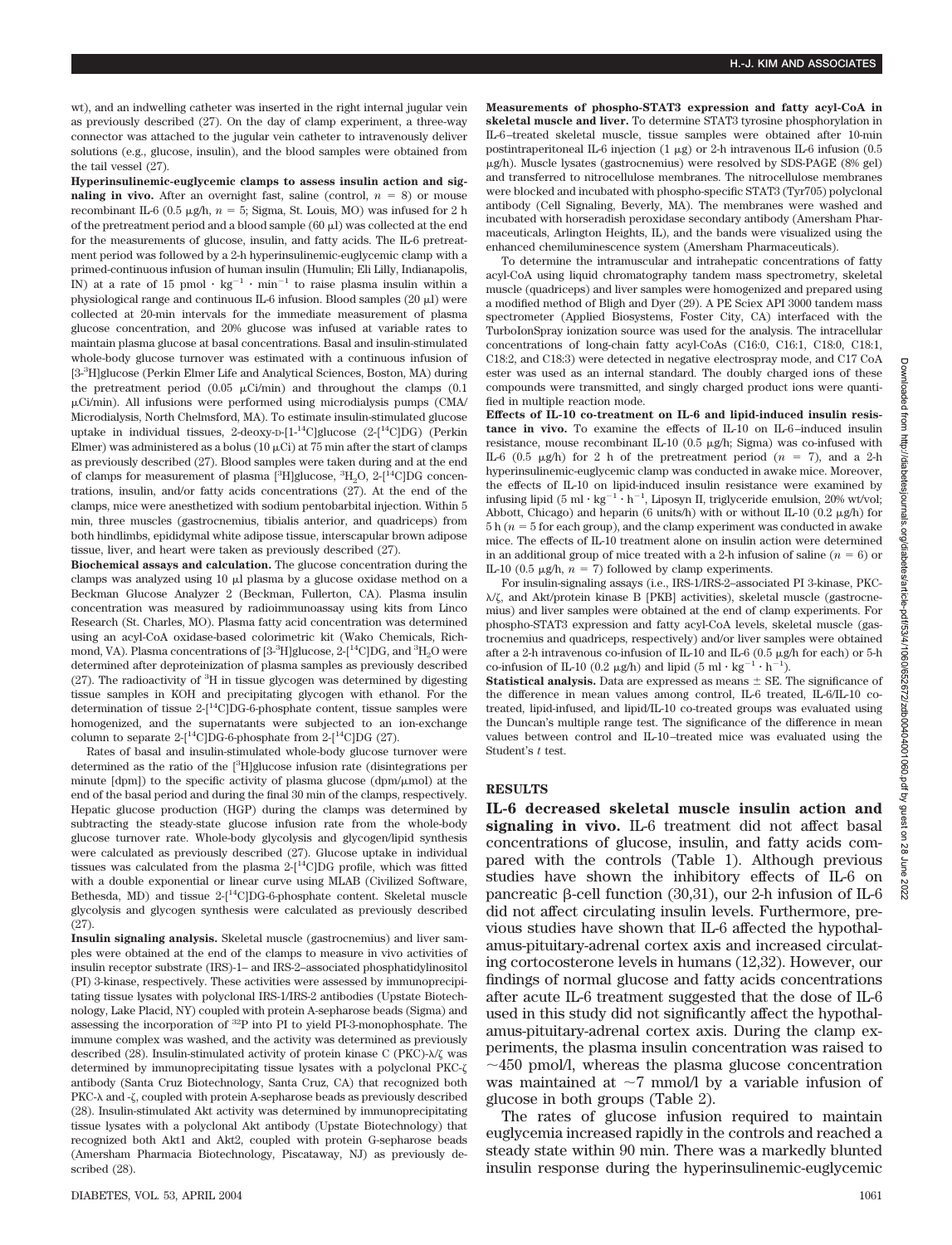wt), and an indwelling catheter was inserted in the right internal jugular vein as previously described (27). On the day of clamp experiment, a three-way connector was attached to the jugular vein catheter to intravenously deliver solutions (e.g., glucose, insulin), and the blood samples were obtained from the tail vessel (27).

**Hyperinsulinemic-euglycemic clamps to assess insulin action and signaling in vivo.** After an overnight fast, saline (control, $n = 8$) or mouse recombinant IL-6 (0.5 μg/h, $n = 5$; Sigma, St. Louis, MO) was infused for 2 h of the pretreatment period and a blood sample (60 μl) was collected at the end for the measurements of glucose, insulin, and fatty acids. The IL-6 pretreatment period was followed by a 2-h hyperinsulinemic-euglycemic clamp with a primed-continuous infusion of human insulin (Humulin; Eli Lilly, Indianapolis, IN) at a rate of 15 pmol · kg$^{-1}$ · min$^{-1}$ to raise plasma insulin within a physiological range and continuous IL-6 infusion. Blood samples (20 μl) were collected at 20-min intervals for the immediate measurement of plasma glucose concentration, and 20% glucose was infused at variable rates to maintain plasma glucose at basal concentrations. Basal and insulin-stimulated whole-body glucose turnover was estimated with a continuous infusion of [3-$^3$H]glucose (Perkin Elmer Life and Analytical Sciences, Boston, MA) during the pretreatment period (0.05 μCi/min) and throughout the clamps (0.1 μCi/min). All infusions were performed using microdialysis pumps (CMA/Microdialysis, North Chelmsford, MA). To estimate insulin-stimulated glucose uptake in individual tissues, 2-deoxy-D-[1-$^{14}$C]glucose (2-[$^{14}$C]DG) (Perkin Elmer) was administered as a bolus (10 μCi) at 75 min after the start of clamps as previously described (27). Blood samples were taken during and at the end of clamps for measurement of plasma [$^3$H]glucose, $^3H_2O$, 2-[$^{14}$C]DG concentrations, insulin, and/or fatty acids concentrations (27). At the end of the clamps, mice were anesthetized with sodium pentobarbital injection. Within 5 min, three muscles (gastrocnemius, tibialis anterior, and quadriceps) from both hindlimbs, epididymal white adipose tissue, interscapular brown adipose tissue, liver, and heart were taken as previously described (27).

**Biochemical assays and calculation.** The glucose concentration during the clamps was analyzed using 10 μl plasma by a glucose oxidase method on a Beckman Glucose Analyzer 2 (Beckman, Fullerton, CA). Plasma insulin concentration was measured by radioimmunoassay using kits from Linco Research (St. Charles, MO). Plasma fatty acid concentration was determined using an acyl-CoA oxidase-based colorimetric kit (Wako Chemicals, Richmond, VA). Plasma concentrations of [3-$^3$H]glucose, 2-[$^{14}$C]DG, and $^3H_2O$ were determined after deproteinization of plasma samples as previously described (27). The radioactivity of $^3$H in tissue glycogen was determined by digesting tissue samples in KOH and precipitating glycogen with ethanol. For the determination of tissue 2-[$^{14}$C]DG-6-phosphate content, tissue samples were homogenized, and the supernatants were subjected to an ion-exchange column to separate 2-[$^{14}$C]DG-6-phosphate from 2-[$^{14}$C]DG (27).

Rates of basal and insulin-stimulated whole-body glucose turnover were determined as the ratio of the [$^3$H]glucose infusion rate (disintegrations per minute [dpm]) to the specific activity of plasma glucose (dpm/μmol) at the end of the basal period and during the final 30 min of the clamps, respectively. Hepatic glucose production (HGP) during the clamps was determined by subtracting the steady-state glucose infusion rate from the whole-body glucose turnover rate. Whole-body glycolysis and glycogen/lipid synthesis were calculated as previously described (27). Glucose uptake in individual tissues was calculated from the plasma 2-[$^{14}$C]DG profile, which was fitted with a double exponential or linear curve using MLAB (Civilized Software, Bethesda, MD) and tissue 2-[$^{14}$C]DG-6-phosphate content. Skeletal muscle glycolysis and glycogen synthesis were calculated as previously described (27).

**Insulin signaling analysis.** Skeletal muscle (gastrocnemius) and liver samples were obtained at the end of the clamps to measure in vivo activities of insulin receptor substrate (IRS)-1– and IRS-2–associated phosphatidylinositol (PI) 3-kinase, respectively. These activities were assessed by immunoprecipitating tissue lysates with polyclonal IRS-1/IRS-2 antibodies (Upstate Biotechnology, Lake Placid, NY) coupled with protein A-sepharose beads (Sigma) and assessing the incorporation of $^{32}$P into PI to yield PI-3-monophosphate. The immune complex was washed, and the activity was determined as previously described (28). Insulin-stimulated activity of protein kinase C (PKC)-λ/ζ was determined by immunoprecipitating tissue lysates with a polyclonal PKC-ζ antibody (Santa Cruz Biotechnology, Santa Cruz, CA) that recognized both PKC-λ and -ζ, coupled with protein A-sepharose beads as previously described (28). Insulin-stimulated Akt activity was determined by immunoprecipitating tissue lysates with a polyclonal Akt antibody (Upstate Biotechnology) that recognized both Akt1 and Akt2, coupled with protein G-sepharose beads (Amersham Pharmacia Biotechnology, Piscataway, NJ) as previously described (28).

**Measurements of phospho-STAT3 expression and fatty acyl-CoA in skeletal muscle and liver.** To determine STAT3 tyrosine phosphorylation in IL-6–treated skeletal muscle, tissue samples were obtained after 10-min postintraperitoneal IL-6 injection (1 μg) or 2-h intravenous IL-6 infusion (0.5 μg/h). Muscle lysates (gastrocnemius) were resolved by SDS-PAGE (8% gel) and transferred to nitrocellulose membranes. The nitrocellulose membranes were blocked and incubated with phospho-specific STAT3 (Tyr705) polyclonal antibody (Cell Signaling, Beverly, MA). The membranes were washed and incubated with horseradish peroxidase secondary antibody (Amersham Pharmaceuticals, Arlington Heights, IL), and the bands were visualized using the enhanced chemiluminescence system (Amersham Pharmaceuticals).

To determine the intramuscular and intrahepatic concentrations of fatty acyl-CoA using liquid chromatography tandem mass spectrometry, skeletal muscle (quadriceps) and liver samples were homogenized and prepared using a modified method of Bligh and Dyer (29). A PE Sciex API 3000 tandem mass spectrometer (Applied Biosystems, Foster City, CA) interfaced with the TurboIonSpray ionization source was used for the analysis. The intracellular concentrations of long-chain fatty acyl-CoAs (C16:0, C16:1, C18:0, C18:1, C18:2, and C18:3) were detected in negative electrospray mode, and C17 CoA ester was used as an internal standard. The doubly charged ions of these compounds were transmitted, and singly charged product ions were quantified in multiple reaction mode.

**Effects of IL-10 co-treatment on IL-6 and lipid-induced insulin resistance in vivo.** To examine the effects of IL-10 on IL-6–induced insulin resistance, mouse recombinant IL-10 (0.5 μg/h; Sigma) was co-infused with IL-6 (0.5 μg/h) for 2 h of the pretreatment period ($n = 7$), and a 2-h hyperinsulinemic-euglycemic clamp was conducted in awake mice. Moreover, the effects of IL-10 on lipid-induced insulin resistance were examined by infusing lipid (5 ml · kg$^{-1}$ · h$^{-1}$, Liposyn II, triglyceride emulsion, 20% wt/vol; Abbott, Chicago) and heparin (6 units/h) with or without IL-10 (0.2 μg/h) for 5 h ($n = 5$ for each group), and the clamp experiment was conducted in awake mice. The effects of IL-10 treatment alone on insulin action were determined in an additional group of mice treated with a 2-h infusion of saline ($n = 6$) or IL-10 (0.5 μg/h, $n = 7$) followed by clamp experiments.

For insulin-signaling assays (i.e., IRS-1/IRS-2–associated PI 3-kinase, PKC-λ/ζ, and Akt/protein kinase B [PKB] activities), skeletal muscle (gastrocnemius) and liver samples were obtained at the end of clamp experiments. For phospho-STAT3 expression and fatty acyl-CoA levels, skeletal muscle (gastrocnemius and quadriceps, respectively) and/or liver samples were obtained after a 2-h intravenous co-infusion of IL-10 and IL-6 (0.5 μg/h for each) or 5-h co-infusion of IL-10 (0.2 μg/h) and lipid (5 ml · kg$^{-1}$ · h$^{-1}$).

**Statistical analysis.** Data are expressed as means ± SE. The significance of the difference in mean values among control, IL-6 treated, IL-6/IL-10 co-treated, lipid-infused, and lipid/IL-10 co-treated groups was evaluated using the Duncan's multiple range test. The significance of the difference in mean values between control and IL-10–treated mice was evaluated using the Student's *t* test.

## RESULTS

**IL-6 decreased skeletal muscle insulin action and signaling in vivo.** IL-6 treatment did not affect basal concentrations of glucose, insulin, and fatty acids compared with the controls (Table 1). Although previous studies have shown the inhibitory effects of IL-6 on pancreatic β-cell function (30,31), our 2-h infusion of IL-6 did not affect circulating insulin levels. Furthermore, previous studies have shown that IL-6 affected the hypothalamus-pituitary-adrenal cortex axis and increased circulating cortocosterone levels in humans (12,32). However, our findings of normal glucose and fatty acids concentrations after acute IL-6 treatment suggested that the dose of IL-6 used in this study did not significantly affect the hypothalamus-pituitary-adrenal cortex axis. During the clamp experiments, the plasma insulin concentration was raised to ~450 pmol/l, whereas the plasma glucose concentration was maintained at ~7 mmol/l by a variable infusion of glucose in both groups (Table 2).

The rates of glucose infusion required to maintain euglycemia increased rapidly in the controls and reached a steady state within 90 min. There was a markedly blunted insulin response during the hyperinsulinemic-euglycemic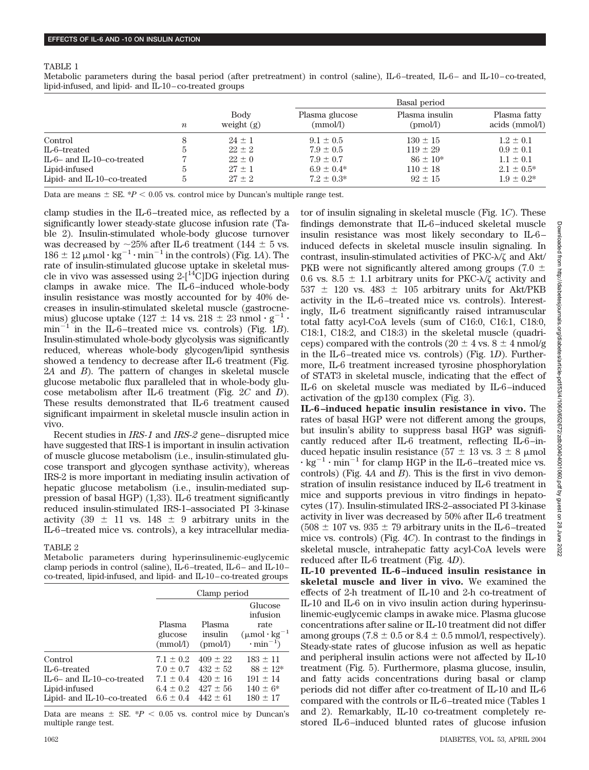TABLE 1

Metabolic parameters during the basal period (after pretreatment) in control (saline), IL-6–treated, IL-6– and IL-10–co-treated, lipid-infused, and lipid- and IL-10–co-treated groups

| | | | Basal period | | |
|---|---|---|---|---|---|
| | $n$ | Body weight (g) | Plasma glucose (mmol/l) | Plasma insulin (pmol/l) | Plasma fatty acids (mmol/l) |
| Control | 8 | 24 ± 1 | 9.1 ± 0.5 | 130 ± 15 | 1.2 ± 0.1 |
| IL-6–treated | 5 | 22 ± 2 | 7.9 ± 0.5 | 119 ± 29 | 0.9 ± 0.1 |
| IL-6– and IL-10–co-treated | 7 | 22 ± 0 | 7.9 ± 0.7 | 86 ± 10* | 1.1 ± 0.1 |
| Lipid-infused | 5 | 27 ± 1 | 6.9 ± 0.4* | 110 ± 18 | 2.1 ± 0.5* |
| Lipid- and IL-10–co-treated | 5 | 27 ± 2 | 7.2 ± 0.3* | 92 ± 15 | 1.9 ± 0.2* |

Data are means ± SE. *$P < 0.05$ vs. control mice by Duncan's multiple range test.

clamp studies in the IL-6–treated mice, as reflected by a significantly lower steady-state glucose infusion rate (Table 2). Insulin-stimulated whole-body glucose turnover was decreased by ~25% after IL-6 treatment (144 ± 5 vs. 186 ± 12 $\mu mol \cdot kg^{-1} \cdot min^{-1}$ in the controls) (Fig. 1*A*). The rate of insulin-stimulated glucose uptake in skeletal muscle in vivo was assessed using 2-[$^{14}$C]DG injection during clamps in awake mice. The IL-6–induced whole-body insulin resistance was mostly accounted for by 40% decreases in insulin-stimulated skeletal muscle (gastrocnemius) glucose uptake (127 ± 14 vs. 218 ± 23 $nmol \cdot g^{-1} \cdot min^{-1}$ in the IL-6–treated mice vs. controls) (Fig. 1*B*). Insulin-stimulated whole-body glycolysis was significantly reduced, whereas whole-body glycogen/lipid synthesis showed a tendency to decrease after IL-6 treatment (Fig. 2*A* and *B*). The pattern of changes in skeletal muscle glucose metabolic flux paralleled that in whole-body glucose metabolism after IL-6 treatment (Fig. 2*C* and *D*). These results demonstrated that IL-6 treatment caused significant impairment in skeletal muscle insulin action in vivo.

Recent studies in *IRS-1* and *IRS-2* gene–disrupted mice have suggested that IRS-1 is important in insulin activation of muscle glucose metabolism (i.e., insulin-stimulated glucose transport and glycogen synthase activity), whereas IRS-2 is more important in mediating insulin activation of hepatic glucose metabolism (i.e., insulin-mediated suppression of basal HGP) (1,33). IL-6 treatment significantly reduced insulin-stimulated IRS-1–associated PI 3-kinase activity (39 ± 11 vs. 148 ± 9 arbitrary units in the IL-6–treated mice vs. controls), a key intracellular mediator of insulin signaling in skeletal muscle (Fig. 1*C*). These findings demonstrate that IL-6–induced skeletal muscle insulin resistance was most likely secondary to IL-6–induced defects in skeletal muscle insulin signaling. In contrast, insulin-stimulated activities of PKC-λ/ζ and Akt/PKB were not significantly altered among groups (7.0 ± 0.6 vs. 8.5 ± 1.1 arbitrary units for PKC-λ/ζ activity and 537 ± 120 vs. 483 ± 105 arbitrary units for Akt/PKB activity in the IL-6–treated mice vs. controls). Interestingly, IL-6 treatment significantly raised intramuscular total fatty acyl-CoA levels (sum of C16:0, C16:1, C18:0, C18:1, C18:2, and C18:3) in the skeletal muscle (quadriceps) compared with the controls (20 ± 4 vs. 8 ± 4 nmol/g in the IL-6–treated mice vs. controls) (Fig. 1*D*). Furthermore, IL-6 treatment increased tyrosine phosphorylation of STAT3 in skeletal muscle, indicating that the effect of IL-6 on skeletal muscle was mediated by IL-6–induced activation of the gp130 complex (Fig. 3).

**IL-6–induced hepatic insulin resistance in vivo.** The rates of basal HGP were not different among the groups, but insulin's ability to suppress basal HGP was significantly reduced after IL-6 treatment, reflecting IL-6–induced hepatic insulin resistance (57 ± 13 vs. 3 ± 8 $\mu mol \cdot kg^{-1} \cdot min^{-1}$ for clamp HGP in the IL-6–treated mice vs. controls) (Fig. 4*A* and *B*). This is the first in vivo demonstration of insulin resistance induced by IL-6 treatment in mice and supports previous in vitro findings in hepatocytes (17). Insulin-stimulated IRS-2–associated PI 3-kinase activity in liver was decreased by 50% after IL-6 treatment (508 ± 107 vs. 935 ± 79 arbitrary units in the IL-6–treated mice vs. controls) (Fig. 4*C*). In contrast to the findings in skeletal muscle, intrahepatic fatty acyl-CoA levels were reduced after IL-6 treatment (Fig. 4*D*).

**IL-10 prevented IL-6–induced insulin resistance in skeletal muscle and liver in vivo.** We examined the effects of 2-h treatment of IL-10 and 2-h co-treatment of IL-10 and IL-6 on in vivo insulin action during hyperinsulinemic-euglycemic clamps in awake mice. Plasma glucose concentrations after saline or IL-10 treatment did not differ among groups (7.8 ± 0.5 or 8.4 ± 0.5 mmol/l, respectively). Steady-state rates of glucose infusion as well as hepatic and peripheral insulin actions were not affected by IL-10 treatment (Fig. 5). Furthermore, plasma glucose, insulin, and fatty acids concentrations during basal or clamp periods did not differ after co-treatment of IL-10 and IL-6 compared with the controls or IL-6–treated mice (Tables 1 and 2). Remarkably, IL-10 co-treatment completely restored IL-6–induced blunted rates of glucose infusion

TABLE 2

Metabolic parameters during hyperinsulinemic-euglycemic clamp periods in control (saline), IL-6–treated, IL-6– and IL-10–co-treated, lipid-infused, and lipid- and IL-10–co-treated groups

| | Clamp period | | |
|---|---|---|---|
| | Plasma glucose (mmol/l) | Plasma insulin (pmol/l) | Glucose infusion rate ($\mu mol \cdot kg^{-1} \cdot min^{-1}$) |
| Control | 7.1 ± 0.2 | 409 ± 22 | 183 ± 11 |
| IL-6–treated | 7.0 ± 0.7 | 432 ± 52 | 88 ± 12* |
| IL-6– and IL-10–co-treated | 7.1 ± 0.4 | 420 ± 16 | 191 ± 14 |
| Lipid-infused | 6.4 ± 0.2 | 427 ± 56 | 140 ± 6* |
| Lipid- and IL-10–co-treated | 6.6 ± 0.4 | 442 ± 61 | 180 ± 17 |

Data are means ± SE. *$P < 0.05$ vs. control mice by Duncan's multiple range test.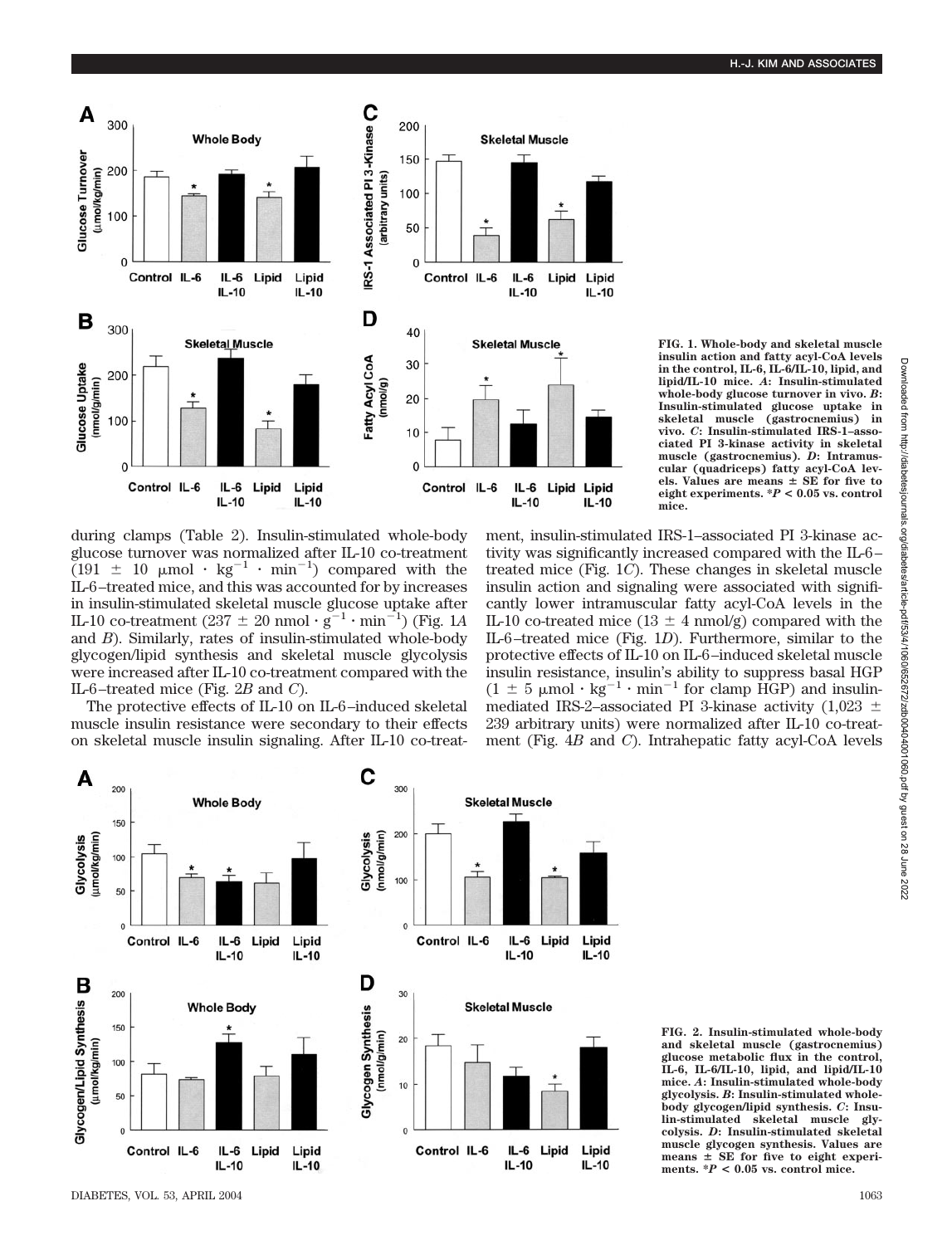FIG. 1. Whole-body and skeletal muscle insulin action and fatty acyl-CoA levels in the control, IL-6, IL-6/IL-10, lipid, and lipid/IL-10 mice. *A*: Insulin-stimulated whole-body glucose turnover in vivo. *B*: Insulin-stimulated glucose uptake in skeletal muscle (gastrocnemius) in vivo. *C*: Insulin-stimulated IRS-1–associated PI 3-kinase activity in skeletal muscle (gastrocnemius). *D*: Intramuscular (quadriceps) fatty acyl-CoA levels. Values are means ± SE for five to eight experiments. *$P < 0.05$ vs. control mice.

during clamps (Table 2). Insulin-stimulated whole-body glucose turnover was normalized after IL-10 co-treatment ($191 \pm 10$ $\mu$mol $\cdot$ kg$^{-1}$ $\cdot$ min$^{-1}$) compared with the IL-6–treated mice, and this was accounted for by increases in insulin-stimulated skeletal muscle glucose uptake after IL-10 co-treatment ($237 \pm 20$ nmol $\cdot$ g$^{-1}$ $\cdot$ min$^{-1}$) (Fig. 1*A* and *B*). Similarly, rates of insulin-stimulated whole-body glycogen/lipid synthesis and skeletal muscle glycolysis were increased after IL-10 co-treatment compared with the IL-6–treated mice (Fig. 2*B* and *C*).

The protective effects of IL-10 on IL-6–induced skeletal muscle insulin resistance were secondary to their effects on skeletal muscle insulin signaling. After IL-10 co-treatment, insulin-stimulated IRS-1–associated PI 3-kinase activity was significantly increased compared with the IL-6–treated mice (Fig. 1*C*). These changes in skeletal muscle insulin action and signaling were associated with significantly lower intramuscular fatty acyl-CoA levels in the IL-10 co-treated mice ($13 \pm 4$ nmol/g) compared with the IL-6–treated mice (Fig. 1*D*). Furthermore, similar to the protective effects of IL-10 on IL-6–induced skeletal muscle insulin resistance, insulin's ability to suppress basal HGP ($1 \pm 5$ $\mu$mol $\cdot$ kg$^{-1}$ $\cdot$ min$^{-1}$ for clamp HGP) and insulin-mediated IRS-2–associated PI 3-kinase activity ($1{,}023 \pm 239$ arbitrary units) were normalized after IL-10 co-treatment (Fig. 4*B* and *C*). Intrahepatic fatty acyl-CoA levels

FIG. 2. Insulin-stimulated whole-body and skeletal muscle (gastrocnemius) glucose metabolic flux in the control, IL-6, IL-6/IL-10, lipid, and lipid/IL-10 mice. *A*: Insulin-stimulated whole-body glycolysis. *B*: Insulin-stimulated whole-body glycogen/lipid synthesis. *C*: Insulin-stimulated skeletal muscle glycolysis. *D*: Insulin-stimulated skeletal muscle glycogen synthesis. Values are means ± SE for five to eight experiments. *$P < 0.05$ vs. control mice.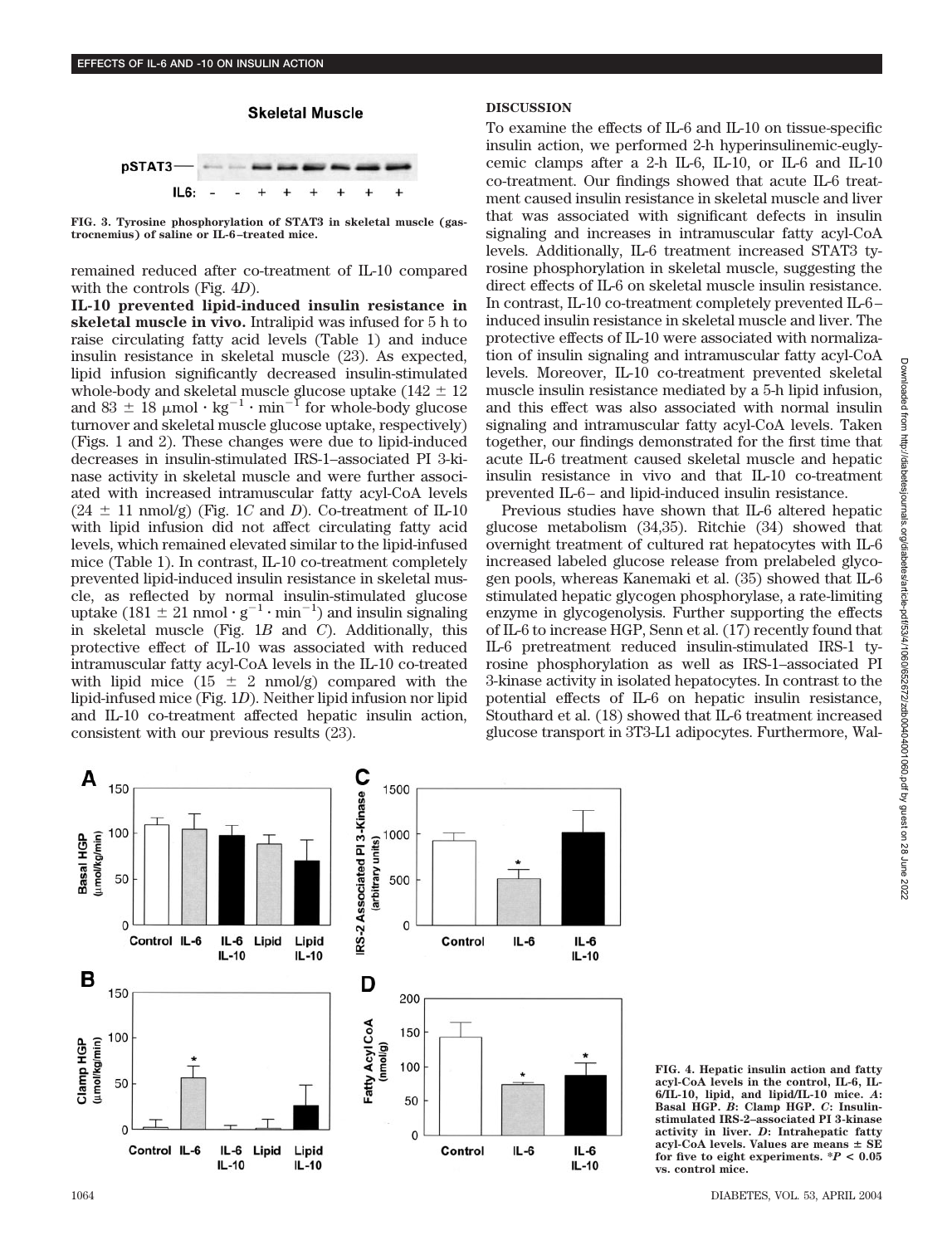**Skeletal Muscle**

FIG. 3. Tyrosine phosphorylation of STAT3 in skeletal muscle (gastrocnemius) of saline or IL-6–treated mice.

remained reduced after co-treatment of IL-10 compared with the controls (Fig. 4*D*).

**IL-10 prevented lipid-induced insulin resistance in skeletal muscle in vivo.** Intralipid was infused for 5 h to raise circulating fatty acid levels (Table 1) and induce insulin resistance in skeletal muscle (23). As expected, lipid infusion significantly decreased insulin-stimulated whole-body and skeletal muscle glucose uptake (142 ± 12 and 83 ± 18 $\mu mol \cdot kg^{-1} \cdot min^{-1}$ for whole-body glucose turnover and skeletal muscle glucose uptake, respectively) (Figs. 1 and 2). These changes were due to lipid-induced decreases in insulin-stimulated IRS-1–associated PI 3-kinase activity in skeletal muscle and were further associated with increased intramuscular fatty acyl-CoA levels (24 ± 11 nmol/g) (Fig. 1*C* and *D*). Co-treatment of IL-10 with lipid infusion did not affect circulating fatty acid levels, which remained elevated similar to the lipid-infused mice (Table 1). In contrast, IL-10 co-treatment completely prevented lipid-induced insulin resistance in skeletal muscle, as reflected by normal insulin-stimulated glucose uptake (181 ± 21 $nmol \cdot g^{-1} \cdot min^{-1}$) and insulin signaling in skeletal muscle (Fig. 1*B* and *C*). Additionally, this protective effect of IL-10 was associated with reduced intramuscular fatty acyl-CoA levels in the IL-10 co-treated with lipid mice (15 ± 2 nmol/g) compared with the lipid-infused mice (Fig. 1*D*). Neither lipid infusion nor lipid and IL-10 co-treatment affected hepatic insulin action, consistent with our previous results (23).

## DISCUSSION

To examine the effects of IL-6 and IL-10 on tissue-specific insulin action, we performed 2-h hyperinsulinemic-euglycemic clamps after a 2-h IL-6, IL-10, or IL-6 and IL-10 co-treatment. Our findings showed that acute IL-6 treatment caused insulin resistance in skeletal muscle and liver that was associated with significant defects in insulin signaling and increases in intramuscular fatty acyl-CoA levels. Additionally, IL-6 treatment increased STAT3 tyrosine phosphorylation in skeletal muscle, suggesting the direct effects of IL-6 on skeletal muscle insulin resistance. In contrast, IL-10 co-treatment completely prevented IL-6–induced insulin resistance in skeletal muscle and liver. The protective effects of IL-10 were associated with normalization of insulin signaling and intramuscular fatty acyl-CoA levels. Moreover, IL-10 co-treatment prevented skeletal muscle insulin resistance mediated by a 5-h lipid infusion, and this effect was also associated with normal insulin signaling and intramuscular fatty acyl-CoA levels. Taken together, our findings demonstrated for the first time that acute IL-6 treatment caused skeletal muscle and hepatic insulin resistance in vivo and that IL-10 co-treatment prevented IL-6– and lipid-induced insulin resistance.

Previous studies have shown that IL-6 altered hepatic glucose metabolism (34,35). Ritchie (34) showed that overnight treatment of cultured rat hepatocytes with IL-6 increased labeled glucose release from prelabeled glycogen pools, whereas Kanemaki et al. (35) showed that IL-6 stimulated hepatic glycogen phosphorylase, a rate-limiting enzyme in glycogenolysis. Further supporting the effects of IL-6 to increase HGP, Senn et al. (17) recently found that IL-6 pretreatment reduced insulin-stimulated IRS-1 tyrosine phosphorylation as well as IRS-1–associated PI 3-kinase activity in isolated hepatocytes. In contrast to the potential effects of IL-6 on hepatic insulin resistance, Stouthard et al. (18) showed that IL-6 treatment increased glucose transport in 3T3-L1 adipocytes. Furthermore, Wal-

FIG. 4. Hepatic insulin action and fatty acyl-CoA levels in the control, IL-6, IL-6/IL-10, lipid, and lipid/IL-10 mice. *A*: Basal HGP. *B*: Clamp HGP. *C*: Insulin-stimulated IRS-2–associated PI 3-kinase activity in liver. *D*: Intrahepatic fatty acyl-CoA levels. Values are means ± SE for five to eight experiments. *$P < 0.05$ vs. control mice.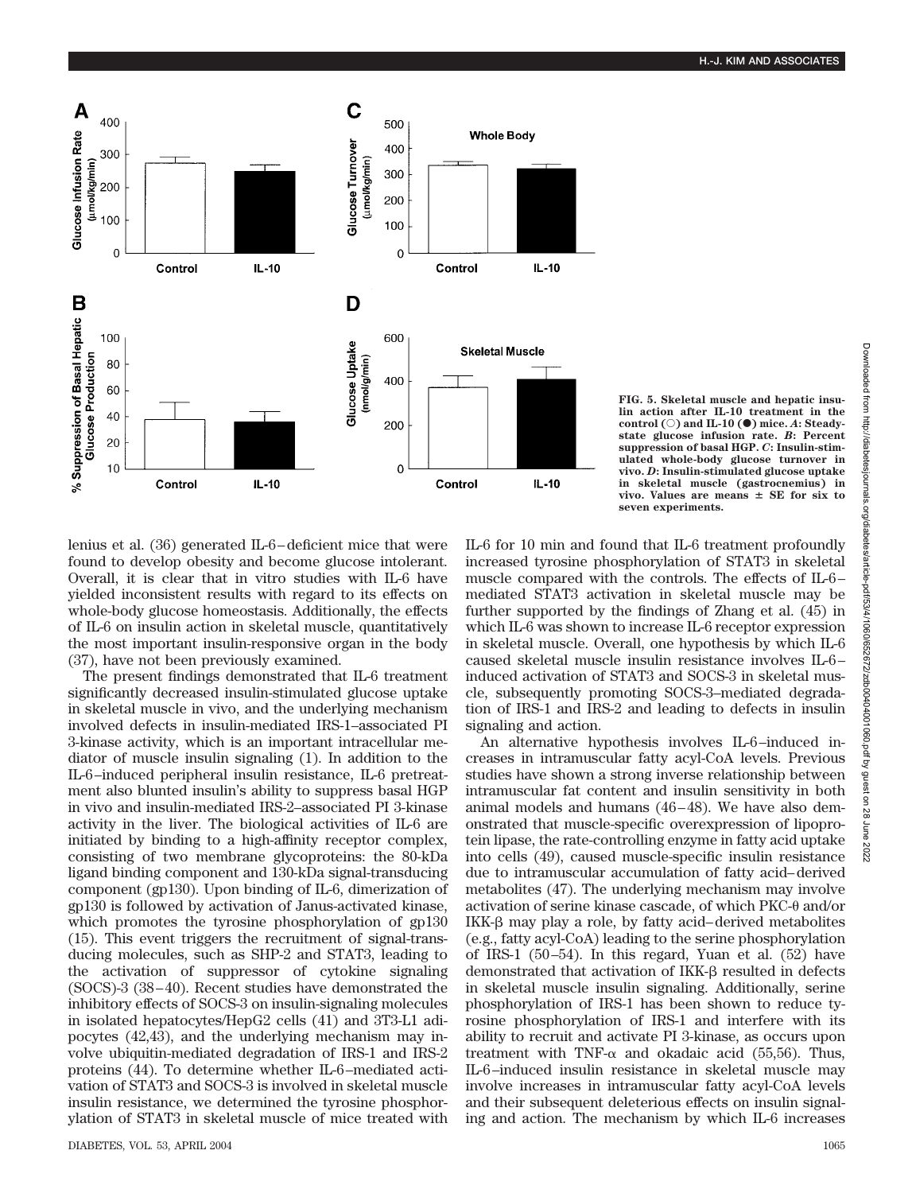FIG. 5. Skeletal muscle and hepatic insulin action after IL-10 treatment in the control (○) and IL-10 (●) mice. *A*: Steady-state glucose infusion rate. *B*: Percent suppression of basal HGP. *C*: Insulin-stimulated whole-body glucose turnover in vivo. *D*: Insulin-stimulated glucose uptake in skeletal muscle (gastrocnemius) in vivo. Values are means ± SE for six to seven experiments.

lenius et al. (36) generated IL-6–deficient mice that were found to develop obesity and become glucose intolerant. Overall, it is clear that in vitro studies with IL-6 have yielded inconsistent results with regard to its effects on whole-body glucose homeostasis. Additionally, the effects of IL-6 on insulin action in skeletal muscle, quantitatively the most important insulin-responsive organ in the body (37), have not been previously examined.

The present findings demonstrated that IL-6 treatment significantly decreased insulin-stimulated glucose uptake in skeletal muscle in vivo, and the underlying mechanism involved defects in insulin-mediated IRS-1–associated PI 3-kinase activity, which is an important intracellular mediator of muscle insulin signaling (1). In addition to the IL-6–induced peripheral insulin resistance, IL-6 pretreatment also blunted insulin's ability to suppress basal HGP in vivo and insulin-mediated IRS-2–associated PI 3-kinase activity in the liver. The biological activities of IL-6 are initiated by binding to a high-affinity receptor complex, consisting of two membrane glycoproteins: the 80-kDa ligand binding component and 130-kDa signal-transducing component (gp130). Upon binding of IL-6, dimerization of gp130 is followed by activation of Janus-activated kinase, which promotes the tyrosine phosphorylation of gp130 (15). This event triggers the recruitment of signal-transducing molecules, such as SHP-2 and STAT3, leading to the activation of suppressor of cytokine signaling (SOCS)-3 (38–40). Recent studies have demonstrated the inhibitory effects of SOCS-3 on insulin-signaling molecules in isolated hepatocytes/HepG2 cells (41) and 3T3-L1 adipocytes (42,43), and the underlying mechanism may involve ubiquitin-mediated degradation of IRS-1 and IRS-2 proteins (44). To determine whether IL-6–mediated activation of STAT3 and SOCS-3 is involved in skeletal muscle insulin resistance, we determined the tyrosine phosphorylation of STAT3 in skeletal muscle of mice treated with IL-6 for 10 min and found that IL-6 treatment profoundly increased tyrosine phosphorylation of STAT3 in skeletal muscle compared with the controls. The effects of IL-6–mediated STAT3 activation in skeletal muscle may be further supported by the findings of Zhang et al. (45) in which IL-6 was shown to increase IL-6 receptor expression in skeletal muscle. Overall, one hypothesis by which IL-6 caused skeletal muscle insulin resistance involves IL-6–induced activation of STAT3 and SOCS-3 in skeletal muscle, subsequently promoting SOCS-3–mediated degradation of IRS-1 and IRS-2 and leading to defects in insulin signaling and action.

An alternative hypothesis involves IL-6–induced increases in intramuscular fatty acyl-CoA levels. Previous studies have shown a strong inverse relationship between intramuscular fat content and insulin sensitivity in both animal models and humans (46–48). We have also demonstrated that muscle-specific overexpression of lipoprotein lipase, the rate-controlling enzyme in fatty acid uptake into cells (49), caused muscle-specific insulin resistance due to intramuscular accumulation of fatty acid–derived metabolites (47). The underlying mechanism may involve activation of serine kinase cascade, of which PKC-θ and/or IKK-β may play a role, by fatty acid–derived metabolites (e.g., fatty acyl-CoA) leading to the serine phosphorylation of IRS-1 (50–54). In this regard, Yuan et al. (52) have demonstrated that activation of IKK-β resulted in defects in skeletal muscle insulin signaling. Additionally, serine phosphorylation of IRS-1 has been shown to reduce tyrosine phosphorylation of IRS-1 and interfere with its ability to recruit and activate PI 3-kinase, as occurs upon treatment with TNF-α and okadaic acid (55,56). Thus, IL-6–induced insulin resistance in skeletal muscle may involve increases in intramuscular fatty acyl-CoA levels and their subsequent deleterious effects on insulin signaling and action. The mechanism by which IL-6 increases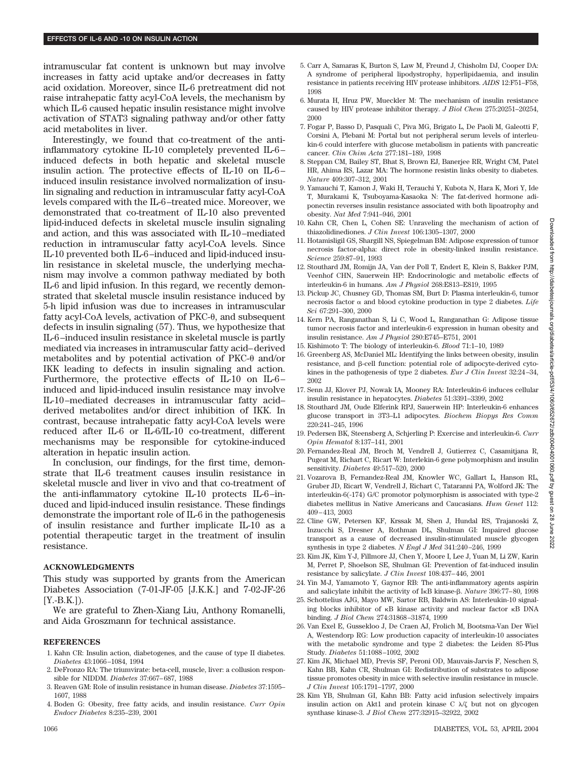intramuscular fat content is unknown but may involve increases in fatty acid uptake and/or decreases in fatty acid oxidation. Moreover, since IL-6 pretreatment did not raise intrahepatic fatty acyl-CoA levels, the mechanism by which IL-6 caused hepatic insulin resistance might involve activation of STAT3 signaling pathway and/or other fatty acid metabolites in liver.

Interestingly, we found that co-treatment of the anti-inflammatory cytokine IL-10 completely prevented IL-6–induced defects in both hepatic and skeletal muscle insulin action. The protective effects of IL-10 on IL-6–induced insulin resistance involved normalization of insulin signaling and reduction in intramuscular fatty acyl-CoA levels compared with the IL-6–treated mice. Moreover, we demonstrated that co-treatment of IL-10 also prevented lipid-induced defects in skeletal muscle insulin signaling and action, and this was associated with IL-10–mediated reduction in intramuscular fatty acyl-CoA levels. Since IL-10 prevented both IL-6–induced and lipid-induced insulin resistance in skeletal muscle, the underlying mechanism may involve a common pathway mediated by both IL-6 and lipid infusion. In this regard, we recently demonstrated that skeletal muscle insulin resistance induced by 5-h lipid infusion was due to increases in intramuscular fatty acyl-CoA levels, activation of PKC-θ, and subsequent defects in insulin signaling (57). Thus, we hypothesize that IL-6–induced insulin resistance in skeletal muscle is partly mediated via increases in intramuscular fatty acid–derived metabolites and by potential activation of PKC-θ and/or IKK leading to defects in insulin signaling and action. Furthermore, the protective effects of IL-10 on IL-6–induced and lipid-induced insulin resistance may involve IL-10–mediated decreases in intramuscular fatty acid–derived metabolites and/or direct inhibition of IKK. In contrast, because intrahepatic fatty acyl-CoA levels were reduced after IL-6 or IL-6/IL-10 co-treatment, different mechanisms may be responsible for cytokine-induced alteration in hepatic insulin action.

In conclusion, our findings, for the first time, demonstrate that IL-6 treatment causes insulin resistance in skeletal muscle and liver in vivo and that co-treatment of the anti-inflammatory cytokine IL-10 protects IL-6–induced and lipid-induced insulin resistance. These findings demonstrate the important role of IL-6 in the pathogenesis of insulin resistance and further implicate IL-10 as a potential therapeutic target in the treatment of insulin resistance.

## ACKNOWLEDGMENTS

This study was supported by grants from the American Diabetes Association (7-01-JF-05 [J.K.K.] and 7-02-JF-26 [Y.-B.K.]).

We are grateful to Zhen-Xiang Liu, Anthony Romanelli, and Aida Groszmann for technical assistance.

## REFERENCES

1. Kahn CR: Insulin action, diabetogenes, and the cause of type II diabetes. *Diabetes* 43:1066–1084, 1994
2. DeFronzo RA: The triumvirate: beta-cell, muscle, liver: a collusion responsible for NIDDM. *Diabetes* 37:667–687, 1988
3. Reaven GM: Role of insulin resistance in human disease. *Diabetes* 37:1595–1607, 1988
4. Boden G: Obesity, free fatty acids, and insulin resistance. *Curr Opin Endocr Diabetes* 8:235–239, 2001
5. Carr A, Samaras K, Burton S, Law M, Freund J, Chisholm DJ, Cooper DA: A syndrome of peripheral lipodystrophy, hyperlipidaemia, and insulin resistance in patients receiving HIV protease inhibitors. *AIDS* 12:F51–F58, 1998
6. Murata H, Hruz PW, Mueckler M: The mechanism of insulin resistance caused by HIV protease inhibitor therapy. *J Biol Chem* 275:20251–20254, 2000
7. Fogar P, Basso D, Pasquali C, Piva MG, Brigato L, De Paoli M, Galeotti F, Corsini A, Plebani M: Portal but not peripheral serum levels of interleukin-6 could interfere with glucose metabolism in patients with pancreatic cancer. *Clin Chim Acta* 277:181–189, 1998
8. Steppan CM, Bailey ST, Bhat S, Brown EJ, Banerjee RR, Wright CM, Patel HR, Ahima RS, Lazar MA: The hormone resistin links obesity to diabetes. *Nature* 409:307–312, 2001
9. Yamauchi T, Kamon J, Waki H, Terauchi Y, Kubota N, Hara K, Mori Y, Ide T, Murakami K, Tsuboyama-Kasaoka N: The fat-derived hormone adiponectin reverses insulin resistance associated with both lipoatrophy and obesity. *Nat Med* 7:941–946, 2001
10. Kahn CR, Chen L, Cohen SE: Unraveling the mechanism of action of thiazolidinediones. *J Clin Invest* 106:1305–1307, 2000
11. Hotamisligil GS, Shargill NS, Spiegelman BM: Adipose expression of tumor necrosis factor-alpha: direct role in obesity-linked insulin resistance. *Science* 259:87–91, 1993
12. Stouthard JM, Romijn JA, Van der Poll T, Endert E, Klein S, Bakker PJM, Veenhof CHN, Sauerwein HP: Endocrinologic and metabolic effects of interleukin-6 in humans. *Am J Physiol* 268:E813–E819, 1995
13. Pickup JC, Chusney GD, Thomas SM, Burt D: Plasma interleukin-6, tumor necrosis factor α and blood cytokine production in type 2 diabetes. *Life Sci* 67:291–300, 2000
14. Kern PA, Ranganathan S, Li C, Wood L, Ranganathan G: Adipose tissue tumor necrosis factor and interleukin-6 expression in human obesity and insulin resistance. *Am J Physiol* 280:E745–E751, 2001
15. Kishimoto T: The biology of interleukin-6. *Blood* 71:1–10, 1989
16. Greenberg AS, McDaniel ML: Identifying the links between obesity, insulin resistance, and β-cell function: potential role of adipocyte-derived cytokines in the pathogenesis of type 2 diabetes. *Eur J Clin Invest* 32:24–34, 2002
17. Senn JJ, Klover PJ, Nowak IA, Mooney RA: Interleukin-6 induces cellular insulin resistance in hepatocytes. *Diabetes* 51:3391–3399, 2002
18. Stouthard JM, Oude Elferink RPJ, Sauerwein HP: Interleukin-6 enhances glucose transport in 3T3–L1 adipocytes. *Biochem Biophys Res Comm* 220:241–245, 1996
19. Pedersen BK, Steensberg A, Schjerling P: Exercise and interleukin-6. *Curr Opin Hematol* 8:137–141, 2001
20. Fernandez-Real JM, Broch M, Vendrell J, Gutierrez C, Casamitjana R, Pugeat M, Richart C, Ricart W: Interlekin-6 gene polymorphism and insulin sensitivity. *Diabetes* 49:517–520, 2000
21. Vozarova B, Fernandez-Real JM, Knowler WC, Gallart L, Hanson RL, Gruber JD, Ricart W, Vendrell J, Richart C, Tataranni PA, Wolford JK: The interleukin-6(-174) G/C promotor polymorphism is associated with type-2 diabetes mellitus in Native Americans and Caucasians. *Hum Genet* 112: 409–413, 2003
22. Cline GW, Petersen KF, Krssak M, Shen J, Hundal RS, Trajanoski Z, Inzucchi S, Dresner A, Rothman DL, Shulman GI: Impaired glucose transport as a cause of decreased insulin-stimulated muscle glycogen synthesis in type 2 diabetes. *N Engl J Med* 341:240–246, 1999
23. Kim JK, Kim Y-J, Fillmore JJ, Chen Y, Moore I, Lee J, Yuan M, Li ZW, Karin M, Perret P, Shoelson SE, Shulman GI: Prevention of fat-induced insulin resistance by salicylate. *J Clin Invest* 108:437–446, 2001
24. Yin M-J, Yamamoto Y, Gaynor RB: The anti-inflammatory agents aspirin and salicylate inhibit the activity of IκB kinase-β. *Nature* 396:77–80, 1998
25. Schottelius AJG, Mayo MW, Sartor RB, Baldwin AS: Interleukin-10 signaling blocks inhibitor of κB kinase activity and nuclear factor κB DNA binding. *J Biol Chem* 274:31868–31874, 1999
26. Van Exel E, Gussekloo J, De Craen AJ, Frolich M, Bootsma-Van Der Wiel A, Westendorp RG: Low production capacity of interleukin-10 associates with the metabolic syndrome and type 2 diabetes: the Leiden 85-Plus Study. *Diabetes* 51:1088–1092, 2002
27. Kim JK, Michael MD, Previs SF, Peroni OD, Mauvais-Jarvis F, Neschen S, Kahn BB, Kahn CR, Shulman GI: Redistribution of substrates to adipose tissue promotes obesity in mice with selective insulin resistance in muscle. *J Clin Invest* 105:1791–1797, 2000
28. Kim YB, Shulman GI, Kahn BB: Fatty acid infusion selectively impairs insulin action on Akt1 and protein kinase C λ/ζ but not on glycogen synthase kinase-3. *J Biol Chem* 277:32915–32922, 2002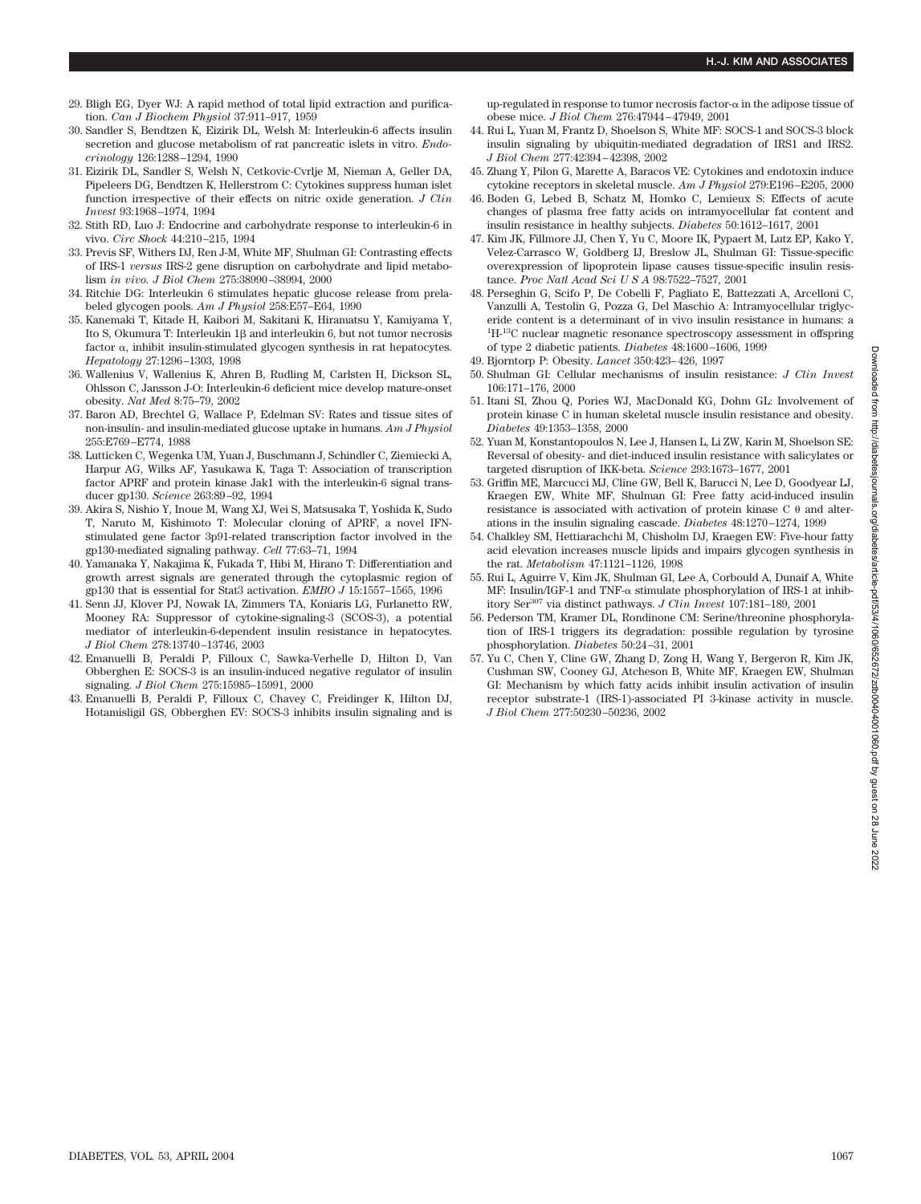29. Bligh EG, Dyer WJ: A rapid method of total lipid extraction and purification. *Can J Biochem Physiol* 37:911–917, 1959
30. Sandler S, Bendtzen K, Eizirik DL, Welsh M: Interleukin-6 affects insulin secretion and glucose metabolism of rat pancreatic islets in vitro. *Endocrinology* 126:1288–1294, 1990
31. Eizirik DL, Sandler S, Welsh N, Cetkovic-Cvrlje M, Nieman A, Geller DA, Pipeleers DG, Bendtzen K, Hellerstrom C: Cytokines suppress human islet function irrespective of their effects on nitric oxide generation. *J Clin Invest* 93:1968–1974, 1994
32. Stith RD, Luo J: Endocrine and carbohydrate response to interleukin-6 in vivo. *Circ Shock* 44:210–215, 1994
33. Previs SF, Withers DJ, Ren J-M, White MF, Shulman GI: Contrasting effects of IRS-1 *versus* IRS-2 gene disruption on carbohydrate and lipid metabolism *in vivo*. *J Biol Chem* 275:38990–38994, 2000
34. Ritchie DG: Interleukin 6 stimulates hepatic glucose release from prelabeled glycogen pools. *Am J Physiol* 258:E57–E64, 1990
35. Kanemaki T, Kitade H, Kaibori M, Sakitani K, Hiramatsu Y, Kamiyama Y, Ito S, Okumura T: Interleukin 1β and interleukin 6, but not tumor necrosis factor α, inhibit insulin-stimulated glycogen synthesis in rat hepatocytes. *Hepatology* 27:1296–1303, 1998
36. Wallenius V, Wallenius K, Ahren B, Rudling M, Carlsten H, Dickson SL, Ohlsson C, Jansson J-O: Interleukin-6 deficient mice develop mature-onset obesity. *Nat Med* 8:75–79, 2002
37. Baron AD, Brechtel G, Wallace P, Edelman SV: Rates and tissue sites of non-insulin- and insulin-mediated glucose uptake in humans. *Am J Physiol* 255:E769–E774, 1988
38. Lutticken C, Wegenka UM, Yuan J, Buschmann J, Schindler C, Ziemiecki A, Harpur AG, Wilks AF, Yasukawa K, Taga T: Association of transcription factor APRF and protein kinase Jak1 with the interleukin-6 signal transducer gp130. *Science* 263:89–92, 1994
39. Akira S, Nishio Y, Inoue M, Wang XJ, Wei S, Matsusaka T, Yoshida K, Sudo T, Naruto M, Kishimoto T: Molecular cloning of APRF, a novel IFN-stimulated gene factor 3p91-related transcription factor involved in the gp130-mediated signaling pathway. *Cell* 77:63–71, 1994
40. Yamanaka Y, Nakajima K, Fukada T, Hibi M, Hirano T: Differentiation and growth arrest signals are generated through the cytoplasmic region of gp130 that is essential for Stat3 activation. *EMBO J* 15:1557–1565, 1996
41. Senn JJ, Klover PJ, Nowak IA, Zimmers TA, Koniaris LG, Furlanetto RW, Mooney RA: Suppressor of cytokine-signaling-3 (SCOS-3), a potential mediator of interleukin-6-dependent insulin resistance in hepatocytes. *J Biol Chem* 278:13740–13746, 2003
42. Emanuelli B, Peraldi P, Filloux C, Sawka-Verhelle D, Hilton D, Van Obberghen E: SOCS-3 is an insulin-induced negative regulator of insulin signaling. *J Biol Chem* 275:15985–15991, 2000
43. Emanuelli B, Peraldi P, Filloux C, Chavey C, Freidinger K, Hilton DJ, Hotamisligil GS, Obberghen EV: SOCS-3 inhibits insulin signaling and is up-regulated in response to tumor necrosis factor-α in the adipose tissue of obese mice. *J Biol Chem* 276:47944–47949, 2001
44. Rui L, Yuan M, Frantz D, Shoelson S, White MF: SOCS-1 and SOCS-3 block insulin signaling by ubiquitin-mediated degradation of IRS1 and IRS2. *J Biol Chem* 277:42394–42398, 2002
45. Zhang Y, Pilon G, Marette A, Baracos VE: Cytokines and endotoxin induce cytokine receptors in skeletal muscle. *Am J Physiol* 279:E196–E205, 2000
46. Boden G, Lebed B, Schatz M, Homko C, Lemieux S: Effects of acute changes of plasma free fatty acids on intramyocellular fat content and insulin resistance in healthy subjects. *Diabetes* 50:1612–1617, 2001
47. Kim JK, Fillmore JJ, Chen Y, Yu C, Moore IK, Pypaert M, Lutz EP, Kako Y, Velez-Carrasco W, Goldberg IJ, Breslow JL, Shulman GI: Tissue-specific overexpression of lipoprotein lipase causes tissue-specific insulin resistance. *Proc Natl Acad Sci U S A* 98:7522–7527, 2001
48. Perseghin G, Scifo P, De Cobelli F, Pagliato E, Battezzati A, Arcelloni C, Vanzulli A, Testolin G, Pozza G, Del Maschio A: Intramyocellular triglyceride content is a determinant of in vivo insulin resistance in humans: a $^{1}H$-$^{13}C$ nuclear magnetic resonance spectroscopy assessment in offspring of type 2 diabetic patients. *Diabetes* 48:1600–1606, 1999
49. Bjorntorp P: Obesity. *Lancet* 350:423–426, 1997
50. Shulman GI: Cellular mechanisms of insulin resistance: *J Clin Invest* 106:171–176, 2000
51. Itani SI, Zhou Q, Pories WJ, MacDonald KG, Dohm GL: Involvement of protein kinase C in human skeletal muscle insulin resistance and obesity. *Diabetes* 49:1353–1358, 2000
52. Yuan M, Konstantopoulos N, Lee J, Hansen L, Li ZW, Karin M, Shoelson SE: Reversal of obesity- and diet-induced insulin resistance with salicylates or targeted disruption of IKK-beta. *Science* 293:1673–1677, 2001
53. Griffin ME, Marcucci MJ, Cline GW, Bell K, Barucci N, Lee D, Goodyear LJ, Kraegen EW, White MF, Shulman GI: Free fatty acid-induced insulin resistance is associated with activation of protein kinase C θ and alterations in the insulin signaling cascade. *Diabetes* 48:1270–1274, 1999
54. Chalkley SM, Hettiarachchi M, Chisholm DJ, Kraegen EW: Five-hour fatty acid elevation increases muscle lipids and impairs glycogen synthesis in the rat. *Metabolism* 47:1121–1126, 1998
55. Rui L, Aguirre V, Kim JK, Shulman GI, Lee A, Corbould A, Dunaif A, White MF: Insulin/IGF-1 and TNF-α stimulate phosphorylation of IRS-1 at inhibitory $Ser^{307}$ via distinct pathways. *J Clin Invest* 107:181–189, 2001
56. Pederson TM, Kramer DL, Rondinone CM: Serine/threonine phosphorylation of IRS-1 triggers its degradation: possible regulation by tyrosine phosphorylation. *Diabetes* 50:24–31, 2001
57. Yu C, Chen Y, Cline GW, Zhang D, Zong H, Wang Y, Bergeron R, Kim JK, Cushman SW, Cooney GJ, Atcheson B, White MF, Kraegen EW, Shulman GI: Mechanism by which fatty acids inhibit insulin activation of insulin receptor substrate-1 (IRS-1)-associated PI 3-kinase activity in muscle. *J Biol Chem* 277:50230–50236, 2002